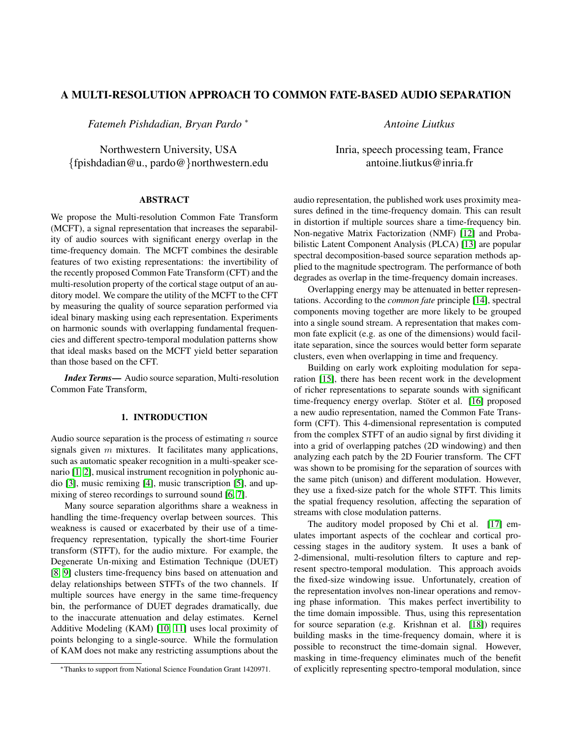# A MULTI-RESOLUTION APPROACH TO COMMON FATE-BASED AUDIO SEPARATION

*Fatemeh Pishdadian, Bryan Pardo* [*]

Northwestern University, USA
{fpishdadian@u., pardo@}northwestern.edu

*Antoine Liutkus*

Inria, speech processing team, France
antoine.liutkus@inria.fr

## ABSTRACT

We propose the Multi-resolution Common Fate Transform (MCFT), a signal representation that increases the separability of audio sources with significant energy overlap in the time-frequency domain. The MCFT combines the desirable features of two existing representations: the invertibility of the recently proposed Common Fate Transform (CFT) and the multi-resolution property of the cortical stage output of an auditory model. We compare the utility of the MCFT to the CFT by measuring the quality of source separation performed via ideal binary masking using each representation. Experiments on harmonic sounds with overlapping fundamental frequencies and different spectro-temporal modulation patterns show that ideal masks based on the MCFT yield better separation than those based on the CFT.

***Index Terms*—** Audio source separation, Multi-resolution Common Fate Transform,

## 1. INTRODUCTION

Audio source separation is the process of estimating $n$ source signals given $m$ mixtures. It facilitates many applications, such as automatic speaker recognition in a multi-speaker scenario [1, 2], musical instrument recognition in polyphonic audio [3], music remixing [4], music transcription [5], and upmixing of stereo recordings to surround sound [6, 7].

Many source separation algorithms share a weakness in handling the time-frequency overlap between sources. This weakness is caused or exacerbated by their use of a time-frequency representation, typically the short-time Fourier transform (STFT), for the audio mixture. For example, the Degenerate Un-mixing and Estimation Technique (DUET) [8, 9] clusters time-frequency bins based on attenuation and delay relationships between STFTs of the two channels. If multiple sources have energy in the same time-frequency bin, the performance of DUET degrades dramatically, due to the inaccurate attenuation and delay estimates. Kernel Additive Modeling (KAM) [10, 11] uses local proximity of points belonging to a single-source. While the formulation of KAM does not make any restricting assumptions about the audio representation, the published work uses proximity measures defined in the time-frequency domain. This can result in distortion if multiple sources share a time-frequency bin. Non-negative Matrix Factorization (NMF) [12] and Probabilistic Latent Component Analysis (PLCA) [13] are popular spectral decomposition-based source separation methods applied to the magnitude spectrogram. The performance of both degrades as overlap in the time-frequency domain increases.

Overlapping energy may be attenuated in better representations. According to the *common fate* principle [14], spectral components moving together are more likely to be grouped into a single sound stream. A representation that makes common fate explicit (e.g. as one of the dimensions) would facilitate separation, since the sources would better form separate clusters, even when overlapping in time and frequency.

Building on early work exploiting modulation for separation [15], there has been recent work in the development of richer representations to separate sounds with significant time-frequency energy overlap. Stöter et al. [16] proposed a new audio representation, named the Common Fate Transform (CFT). This 4-dimensional representation is computed from the complex STFT of an audio signal by first dividing it into a grid of overlapping patches (2D windowing) and then analyzing each patch by the 2D Fourier transform. The CFT was shown to be promising for the separation of sources with the same pitch (unison) and different modulation. However, they use a fixed-size patch for the whole STFT. This limits the spatial frequency resolution, affecting the separation of streams with close modulation patterns.

The auditory model proposed by Chi et al. [17] emulates important aspects of the cochlear and cortical processing stages in the auditory system. It uses a bank of 2-dimensional, multi-resolution filters to capture and represent spectro-temporal modulation. This approach avoids the fixed-size windowing issue. Unfortunately, creation of the representation involves non-linear operations and removing phase information. This makes perfect invertibility to the time domain impossible. Thus, using this representation for source separation (e.g. Krishnan et al. [18]) requires building masks in the time-frequency domain, where it is possible to reconstruct the time-domain signal. However, masking in time-frequency eliminates much of the benefit of explicitly representing spectro-temporal modulation, since

[*] Thanks to support from National Science Foundation Grant 1420971.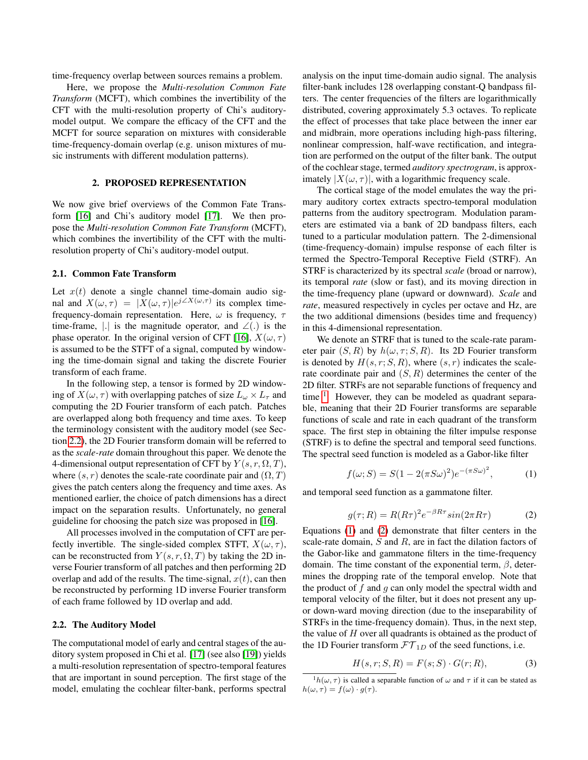time-frequency overlap between sources remains a problem.

Here, we propose the *Multi-resolution Common Fate Transform* (MCFT), which combines the invertibility of the CFT with the multi-resolution property of Chi's auditory-model output. We compare the efficacy of the CFT and the MCFT for source separation on mixtures with considerable time-frequency-domain overlap (e.g. unison mixtures of music instruments with different modulation patterns).

## 2. PROPOSED REPRESENTATION

We now give brief overviews of the Common Fate Transform [16] and Chi's auditory model [17]. We then propose the *Multi-resolution Common Fate Transform* (MCFT), which combines the invertibility of the CFT with the multi-resolution property of Chi's auditory-model output.

### 2.1. Common Fate Transform

Let $x(t)$ denote a single channel time-domain audio signal and $X(\omega,\tau) = |X(\omega,\tau)|e^{j\angle X(\omega,\tau)}$ its complex time-frequency-domain representation. Here, $\omega$ is frequency, $\tau$ time-frame, $|.|$ is the magnitude operator, and $\angle(.)$ is the phase operator. In the original version of CFT [16], $X(\omega,\tau)$ is assumed to be the STFT of a signal, computed by windowing the time-domain signal and taking the discrete Fourier transform of each frame.

In the following step, a tensor is formed by 2D windowing of $X(\omega,\tau)$ with overlapping patches of size $L_\omega \times L_\tau$ and computing the 2D Fourier transform of each patch. Patches are overlapped along both frequency and time axes. To keep the terminology consistent with the auditory model (see Section 2.2), the 2D Fourier transform domain will be referred to as the *scale-rate* domain throughout this paper. We denote the 4-dimensional output representation of CFT by $Y(s,r,\Omega,T)$, where $(s,r)$ denotes the scale-rate coordinate pair and $(\Omega,T)$ gives the patch centers along the frequency and time axes. As mentioned earlier, the choice of patch dimensions has a direct impact on the separation results. Unfortunately, no general guideline for choosing the patch size was proposed in [16].

All processes involved in the computation of CFT are perfectly invertible. The single-sided complex STFT, $X(\omega,\tau)$, can be reconstructed from $Y(s,r,\Omega,T)$ by taking the 2D inverse Fourier transform of all patches and then performing 2D overlap and add of the results. The time-signal, $x(t)$, can then be reconstructed by performing 1D inverse Fourier transform of each frame followed by 1D overlap and add.

### 2.2. The Auditory Model

The computational model of early and central stages of the auditory system proposed in Chi et al. [17] (see also [19]) yields a multi-resolution representation of spectro-temporal features that are important in sound perception. The first stage of the model, emulating the cochlear filter-bank, performs spectral analysis on the input time-domain audio signal. The analysis filter-bank includes 128 overlapping constant-Q bandpass filters. The center frequencies of the filters are logarithmically distributed, covering approximately 5.3 octaves. To replicate the effect of processes that take place between the inner ear and midbrain, more operations including high-pass filtering, nonlinear compression, half-wave rectification, and integration are performed on the output of the filter bank. The output of the cochlear stage, termed *auditory spectrogram*, is approximately $|X(\omega,\tau)|$, with a logarithmic frequency scale.

The cortical stage of the model emulates the way the primary auditory cortex extracts spectro-temporal modulation patterns from the auditory spectrogram. Modulation parameters are estimated via a bank of 2D bandpass filters, each tuned to a particular modulation pattern. The 2-dimensional (time-frequency-domain) impulse response of each filter is termed the Spectro-Temporal Receptive Field (STRF). An STRF is characterized by its spectral *scale* (broad or narrow), its temporal *rate* (slow or fast), and its moving direction in the time-frequency plane (upward or downward). *Scale* and *rate*, measured respectively in cycles per octave and Hz, are the two additional dimensions (besides time and frequency) in this 4-dimensional representation.

We denote an STRF that is tuned to the scale-rate parameter pair $(S,R)$ by $h(\omega,\tau;S,R)$. Its 2D Fourier transform is denoted by $H(s,r;S,R)$, where $(s,r)$ indicates the scale-rate coordinate pair and $(S,R)$ determines the center of the 2D filter. STRFs are not separable functions of frequency and time [1]. However, they can be modeled as quadrant separable, meaning that their 2D Fourier transforms are separable functions of scale and rate in each quadrant of the transform space. The first step in obtaining the filter impulse response (STRF) is to define the spectral and temporal seed functions. The spectral seed function is modeled as a Gabor-like filter

$$f(\omega;S) = S(1-2(\pi S\omega)^2)e^{-(\pi S\omega)^2}, \tag{1}$$

and temporal seed function as a gammatone filter.

$$g(\tau;R) = R(R\tau)^2 e^{-\beta R\tau} sin(2\pi R\tau) \tag{2}$$

Equations (1) and (2) demonstrate that filter centers in the scale-rate domain, $S$ and $R$, are in fact the dilation factors of the Gabor-like and gammatone filters in the time-frequency domain. The time constant of the exponential term, $\beta$, determines the dropping rate of the temporal envelop. Note that the product of $f$ and $g$ can only model the spectral width and temporal velocity of the filter, but it does not present any up- or down-ward moving direction (due to the inseparability of STRFs in the time-frequency domain). Thus, in the next step, the value of $H$ over all quadrants is obtained as the product of the 1D Fourier transform $\mathcal{FT}_{1D}$ of the seed functions, i.e.

$$H(s,r;S,R) = F(s;S)\cdot G(r;R), \tag{3}$$

[1] $h(\omega,\tau)$ is called a separable function of $\omega$ and $\tau$ if it can be stated as $h(\omega,\tau) = f(\omega)\cdot g(\tau)$.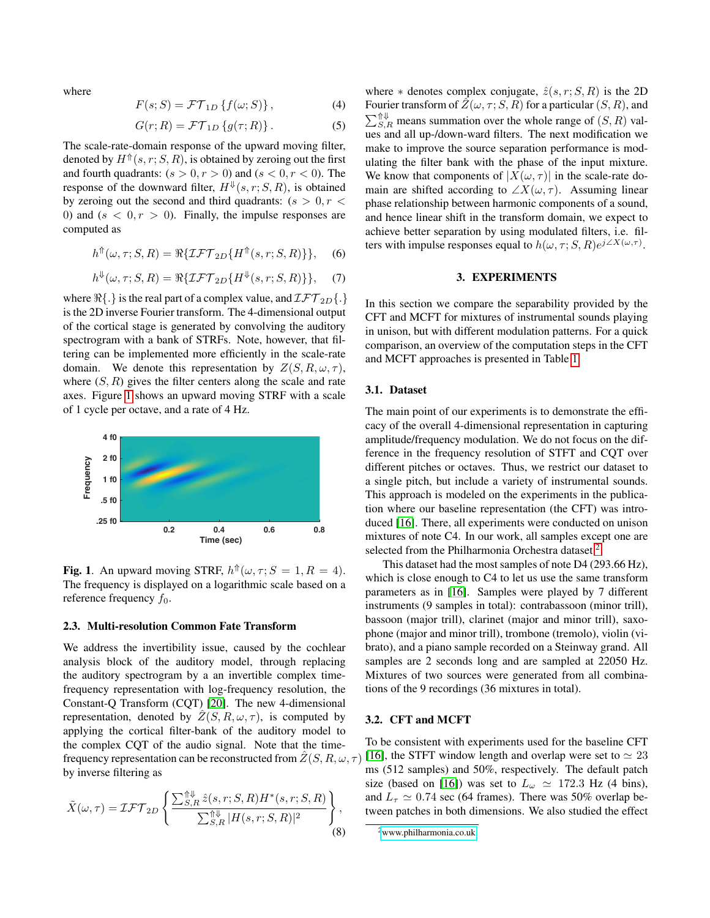where

$$F(s;S) = \mathcal{FT}_{1D}\left\{f(\omega;S)\right\}, \tag{4}$$

$$G(r;R) = \mathcal{FT}_{1D}\left\{g(\tau;R)\right\}. \tag{5}$$

The scale-rate-domain response of the upward moving filter, denoted by $H^{\Uparrow}(s,r;S,R)$, is obtained by zeroing out the first and fourth quadrants: $(s>0, r>0)$ and $(s<0, r<0)$. The response of the downward filter, $H^{\Downarrow}(s,r;S,R)$, is obtained by zeroing out the second and third quadrants: $(s>0, r<0)$ and $(s<0, r>0)$. Finally, the impulse responses are computed as

$$h^{\Uparrow}(\omega,\tau;S,R) = \Re\{\mathcal{IFT}_{2D}\{H^{\Uparrow}(s,r;S,R)\}\}, \tag{6}$$

$$h^{\Downarrow}(\omega,\tau;S,R) = \Re\{\mathcal{IFT}_{2D}\{H^{\Downarrow}(s,r;S,R)\}\}, \tag{7}$$

where $\Re\{.\}$ is the real part of a complex value, and $\mathcal{IFT}_{2D}\{.\}$ is the 2D inverse Fourier transform. The 4-dimensional output of the cortical stage is generated by convolving the auditory spectrogram with a bank of STRFs. Note, however, that filtering can be implemented more efficiently in the scale-rate domain. We denote this representation by $Z(S,R,\omega,\tau)$, where $(S,R)$ gives the filter centers along the scale and rate axes. Figure 1 shows an upward moving STRF with a scale of 1 cycle per octave, and a rate of 4 Hz.

4 f0
2 f0
1 f0
.5 f0
.25 f0
Frequency
0.2
0.4
0.6
0.8
Time (sec)

**Fig. 1**. An upward moving STRF, $h^{\Uparrow}(\omega,\tau;S=1,R=4)$. The frequency is displayed on a logarithmic scale based on a reference frequency $f_0$.

### 2.3. Multi-resolution Common Fate Transform

We address the invertibility issue, caused by the cochlear analysis block of the auditory model, through replacing the auditory spectrogram by a an invertible complex time-frequency representation with log-frequency resolution, the Constant-Q Transform (CQT) [20]. The new 4-dimensional representation, denoted by $\hat{Z}(S,R,\omega,\tau)$, is computed by applying the cortical filter-bank of the auditory model to the complex CQT of the audio signal. Note that the time-frequency representation can be reconstructed from $\hat{Z}(S,R,\omega,\tau)$ by inverse filtering as

$$\tilde{X}(\omega,\tau) = \mathcal{IFT}_{2D}\left\{\frac{\sum_{S,R}^{\Uparrow\Downarrow}\hat{z}(s,r;S,R)H^{*}(s,r;S,R)}{\sum_{S,R}^{\Uparrow\Downarrow}|H(s,r;S,R)|^{2}}\right\}, \tag{8}$$

where $*$ denotes complex conjugate, $\hat{z}(s,r;S,R)$ is the 2D Fourier transform of $\hat{Z}(\omega,\tau;S,R)$ for a particular $(S,R)$, and $\sum_{S,R}^{\Uparrow\Downarrow}$ means summation over the whole range of $(S,R)$ values and all up-/down-ward filters. The next modification we make to improve the source separation performance is modulating the filter bank with the phase of the input mixture. We know that components of $|X(\omega,\tau)|$ in the scale-rate domain are shifted according to $\angle X(\omega,\tau)$. Assuming linear phase relationship between harmonic components of a sound, and hence linear shift in the transform domain, we expect to achieve better separation by using modulated filters, i.e. filters with impulse responses equal to $h(\omega,\tau;S,R)e^{j\angle X(\omega,\tau)}$.

## 3. EXPERIMENTS

In this section we compare the separability provided by the CFT and MCFT for mixtures of instrumental sounds playing in unison, but with different modulation patterns. For a quick comparison, an overview of the computation steps in the CFT and MCFT approaches is presented in Table 1.

### 3.1. Dataset

The main point of our experiments is to demonstrate the efficacy of the overall 4-dimensional representation in capturing amplitude/frequency modulation. We do not focus on the difference in the frequency resolution of STFT and CQT over different pitches or octaves. Thus, we restrict our dataset to a single pitch, but include a variety of instrumental sounds. This approach is modeled on the experiments in the publication where our baseline representation (the CFT) was introduced [16]. There, all experiments were conducted on unison mixtures of note C4. In our work, all samples except one are selected from the Philharmonia Orchestra dataset[2].

This dataset had the most samples of note D4 (293.66 Hz), which is close enough to C4 to let us use the same transform parameters as in [16]. Samples were played by 7 different instruments (9 samples in total): contrabassoon (minor trill), bassoon (major trill), clarinet (major and minor trill), saxophone (major and minor trill), trombone (tremolo), violin (vibrato), and a piano sample recorded on a Steinway grand. All samples are 2 seconds long and are sampled at 22050 Hz. Mixtures of two sources were generated from all combinations of the 9 recordings (36 mixtures in total).

### 3.2. CFT and MCFT

To be consistent with experiments used for the baseline CFT [16], the STFT window length and overlap were set to $\simeq 23$ ms (512 samples) and 50%, respectively. The default patch size (based on [16]) was set to $L_\omega \simeq 172.3$ Hz (4 bins), and $L_\tau \simeq 0.74$ sec (64 frames). There was 50% overlap between patches in both dimensions. We also studied the effect

[2] www.philharmonia.co.uk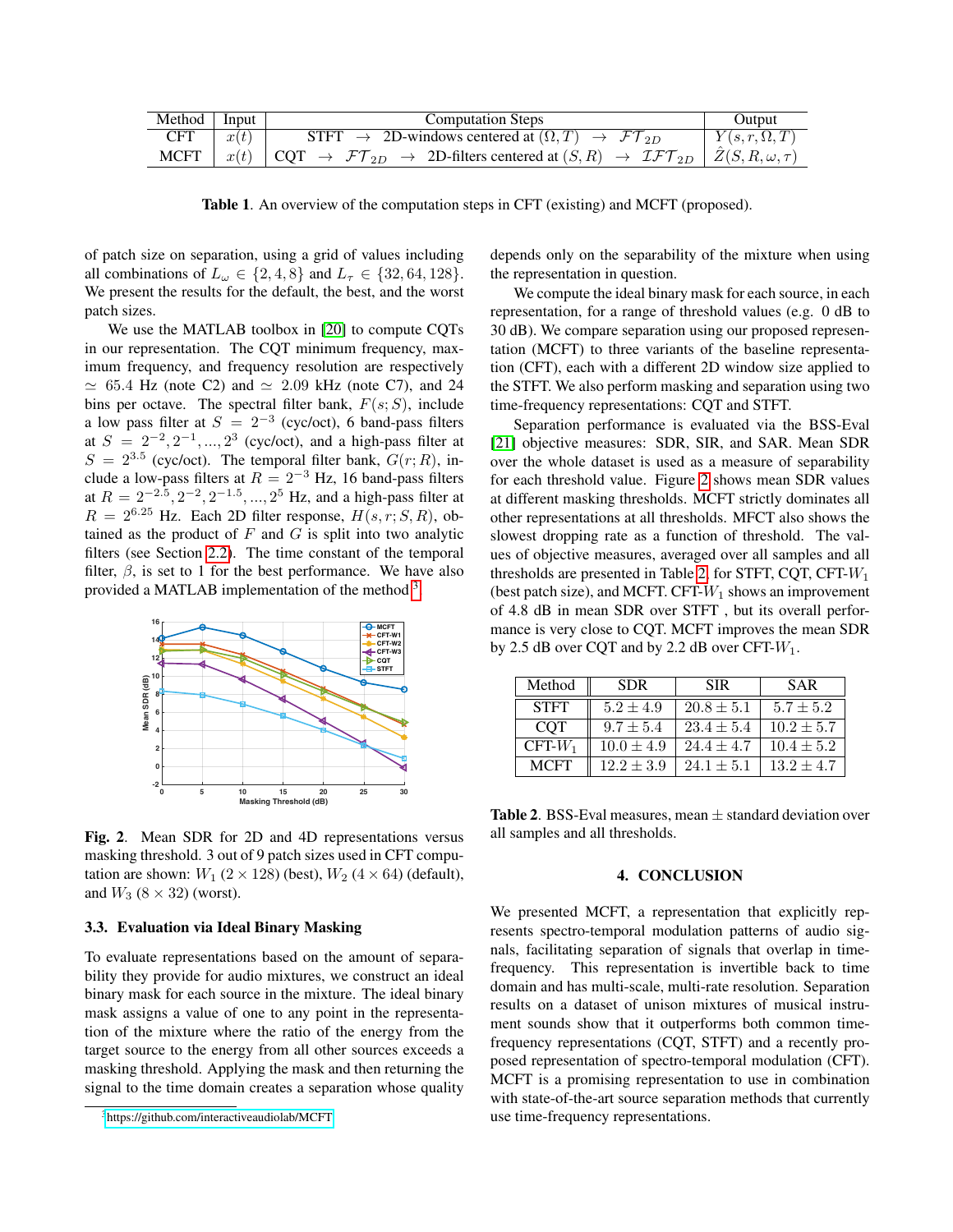| Method | Input | Computation Steps | Output |
|---|---|---|---|
| CFT | $x(t)$ | STFT $\rightarrow$ 2D-windows centered at $(\Omega, T)$ $\rightarrow$ $\mathcal{FT}_{2D}$ | $Y(s, r, \Omega, T)$ |
| MCFT | $x(t)$ | CQT $\rightarrow$ $\mathcal{FT}_{2D}$ $\rightarrow$ 2D-filters centered at $(S, R)$ $\rightarrow$ $\mathcal{IFT}_{2D}$ | $\hat{Z}(S, R, \omega, \tau)$ |

**Table 1**. An overview of the computation steps in CFT (existing) and MCFT (proposed).

of patch size on separation, using a grid of values including all combinations of $L_\omega \in \{2, 4, 8\}$ and $L_\tau \in \{32, 64, 128\}$. We present the results for the default, the best, and the worst patch sizes.

We use the MATLAB toolbox in [20] to compute CQTs in our representation. The CQT minimum frequency, maximum frequency, and frequency resolution are respectively $\simeq 65.4$ Hz (note C2) and $\simeq 2.09$ kHz (note C7), and 24 bins per octave. The spectral filter bank, $F(s; S)$, include a low pass filter at $S = 2^{-3}$ (cyc/oct), 6 band-pass filters at $S = 2^{-2}, 2^{-1}, ..., 2^{3}$ (cyc/oct), and a high-pass filter at $S = 2^{3.5}$ (cyc/oct). The temporal filter bank, $G(r; R)$, include a low-pass filters at $R = 2^{-3}$ Hz, 16 band-pass filters at $R = 2^{-2.5}, 2^{-2}, 2^{-1.5}, ..., 2^{5}$ Hz, and a high-pass filter at $R = 2^{6.25}$ Hz. Each 2D filter response, $H(s, r; S, R)$, obtained as the product of $F$ and $G$ is split into two analytic filters (see Section 2.2). The time constant of the temporal filter, $\beta$, is set to 1 for the best performance. We have also provided a MATLAB implementation of the method[3].

Mean SDR (dB)
Masking Threshold (dB)
MCFT
CFT-W1
CFT-W2
CFT-W3
CQT
STFT
16
14
12
10
8
6
4
2
0
-2
0
5
10
15
20
25
30

**Fig. 2**. Mean SDR for 2D and 4D representations versus masking threshold. 3 out of 9 patch sizes used in CFT computation are shown: $W_1$ ($2 \times 128$) (best), $W_2$ ($4 \times 64$) (default), and $W_3$ ($8 \times 32$) (worst).

### 3.3. Evaluation via Ideal Binary Masking

To evaluate representations based on the amount of separability they provide for audio mixtures, we construct an ideal binary mask for each source in the mixture. The ideal binary mask assigns a value of one to any point in the representation of the mixture where the ratio of the energy from the target source to the energy from all other sources exceeds a masking threshold. Applying the mask and then returning the signal to the time domain creates a separation whose quality depends only on the separability of the mixture when using the representation in question.

We compute the ideal binary mask for each source, in each representation, for a range of threshold values (e.g. 0 dB to 30 dB). We compare separation using our proposed representation (MCFT) to three variants of the baseline representation (CFT), each with a different 2D window size applied to the STFT. We also perform masking and separation using two time-frequency representations: CQT and STFT.

Separation performance is evaluated via the BSS-Eval [21] objective measures: SDR, SIR, and SAR. Mean SDR over the whole dataset is used as a measure of separability for each threshold value. Figure 2 shows mean SDR values at different masking thresholds. MCFT strictly dominates all other representations at all thresholds. MFCT also shows the slowest dropping rate as a function of threshold. The values of objective measures, averaged over all samples and all thresholds are presented in Table 2, for STFT, CQT, CFT-$W_1$ (best patch size), and MCFT. CFT-$W_1$ shows an improvement of 4.8 dB in mean SDR over STFT , but its overall performance is very close to CQT. MCFT improves the mean SDR by 2.5 dB over CQT and by 2.2 dB over CFT-$W_1$.

| Method | SDR | SIR | SAR |
|---|---|---|---|
| STFT | $5.2 \pm 4.9$ | $20.8 \pm 5.1$ | $5.7 \pm 5.2$ |
| CQT | $9.7 \pm 5.4$ | $23.4 \pm 5.4$ | $10.2 \pm 5.7$ |
| CFT-$W_1$ | $10.0 \pm 4.9$ | $24.4 \pm 4.7$ | $10.4 \pm 5.2$ |
| MCFT | $12.2 \pm 3.9$ | $24.1 \pm 5.1$ | $13.2 \pm 4.7$ |

**Table 2**. BSS-Eval measures, mean $\pm$ standard deviation over all samples and all thresholds.

## 4. CONCLUSION

We presented MCFT, a representation that explicitly represents spectro-temporal modulation patterns of audio signals, facilitating separation of signals that overlap in time-frequency. This representation is invertible back to time domain and has multi-scale, multi-rate resolution. Separation results on a dataset of unison mixtures of musical instrument sounds show that it outperforms both common time-frequency representations (CQT, STFT) and a recently proposed representation of spectro-temporal modulation (CFT). MCFT is a promising representation to use in combination with state-of-the-art source separation methods that currently use time-frequency representations.

[3] https://github.com/interactiveaudiolab/MCFT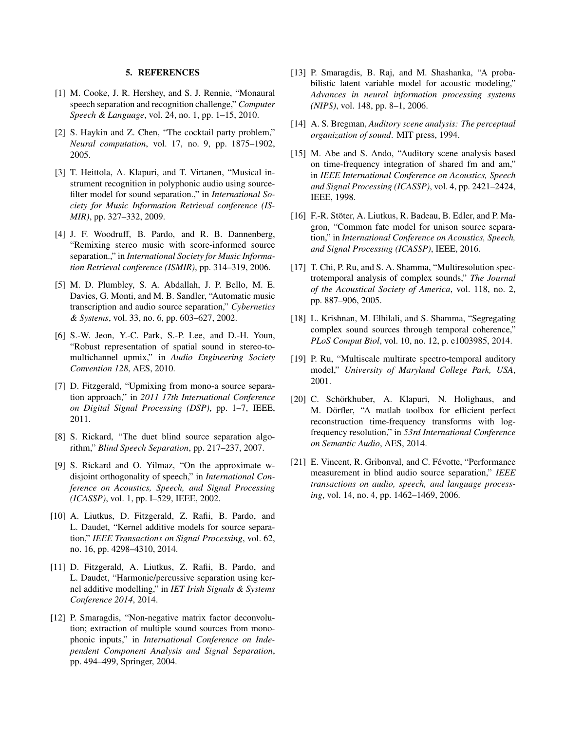## 5. REFERENCES

[1] M. Cooke, J. R. Hershey, and S. J. Rennie, "Monaural speech separation and recognition challenge," *Computer Speech & Language*, vol. 24, no. 1, pp. 1–15, 2010.

[2] S. Haykin and Z. Chen, "The cocktail party problem," *Neural computation*, vol. 17, no. 9, pp. 1875–1902, 2005.

[3] T. Heittola, A. Klapuri, and T. Virtanen, "Musical instrument recognition in polyphonic audio using source-filter model for sound separation.," in *International Society for Music Information Retrieval conference (ISMIR)*, pp. 327–332, 2009.

[4] J. F. Woodruff, B. Pardo, and R. B. Dannenberg, "Remixing stereo music with score-informed source separation.," in *International Society for Music Information Retrieval conference (ISMIR)*, pp. 314–319, 2006.

[5] M. D. Plumbley, S. A. Abdallah, J. P. Bello, M. E. Davies, G. Monti, and M. B. Sandler, "Automatic music transcription and audio source separation," *Cybernetics & Systems*, vol. 33, no. 6, pp. 603–627, 2002.

[6] S.-W. Jeon, Y.-C. Park, S.-P. Lee, and D.-H. Youn, "Robust representation of spatial sound in stereo-to-multichannel upmix," in *Audio Engineering Society Convention 128*, AES, 2010.

[7] D. Fitzgerald, "Upmixing from mono-a source separation approach," in *2011 17th International Conference on Digital Signal Processing (DSP)*, pp. 1–7, IEEE, 2011.

[8] S. Rickard, "The duet blind source separation algorithm," *Blind Speech Separation*, pp. 217–237, 2007.

[9] S. Rickard and O. Yilmaz, "On the approximate w-disjoint orthogonality of speech," in *International Conference on Acoustics, Speech, and Signal Processing (ICASSP)*, vol. 1, pp. I–529, IEEE, 2002.

[10] A. Liutkus, D. Fitzgerald, Z. Rafii, B. Pardo, and L. Daudet, "Kernel additive models for source separation," *IEEE Transactions on Signal Processing*, vol. 62, no. 16, pp. 4298–4310, 2014.

[11] D. Fitzgerald, A. Liutkus, Z. Rafii, B. Pardo, and L. Daudet, "Harmonic/percussive separation using kernel additive modelling," in *IET Irish Signals & Systems Conference 2014*, 2014.

[12] P. Smaragdis, "Non-negative matrix factor deconvolution; extraction of multiple sound sources from monophonic inputs," in *International Conference on Independent Component Analysis and Signal Separation*, pp. 494–499, Springer, 2004.

[13] P. Smaragdis, B. Raj, and M. Shashanka, "A probabilistic latent variable model for acoustic modeling," *Advances in neural information processing systems (NIPS)*, vol. 148, pp. 8–1, 2006.

[14] A. S. Bregman, *Auditory scene analysis: The perceptual organization of sound*. MIT press, 1994.

[15] M. Abe and S. Ando, "Auditory scene analysis based on time-frequency integration of shared fm and am," in *IEEE International Conference on Acoustics, Speech and Signal Processing (ICASSP)*, vol. 4, pp. 2421–2424, IEEE, 1998.

[16] F.-R. Stöter, A. Liutkus, R. Badeau, B. Edler, and P. Magron, "Common fate model for unison source separation," in *International Conference on Acoustics, Speech, and Signal Processing (ICASSP)*, IEEE, 2016.

[17] T. Chi, P. Ru, and S. A. Shamma, "Multiresolution spectrotemporal analysis of complex sounds," *The Journal of the Acoustical Society of America*, vol. 118, no. 2, pp. 887–906, 2005.

[18] L. Krishnan, M. Elhilali, and S. Shamma, "Segregating complex sound sources through temporal coherence," *PLoS Comput Biol*, vol. 10, no. 12, p. e1003985, 2014.

[19] P. Ru, "Multiscale multirate spectro-temporal auditory model," *University of Maryland College Park, USA*, 2001.

[20] C. Schörkhuber, A. Klapuri, N. Holighaus, and M. Dörfler, "A matlab toolbox for efficient perfect reconstruction time-frequency transforms with log-frequency resolution," in *53rd International Conference on Semantic Audio*, AES, 2014.

[21] E. Vincent, R. Gribonval, and C. Févotte, "Performance measurement in blind audio source separation," *IEEE transactions on audio, speech, and language processing*, vol. 14, no. 4, pp. 1462–1469, 2006.